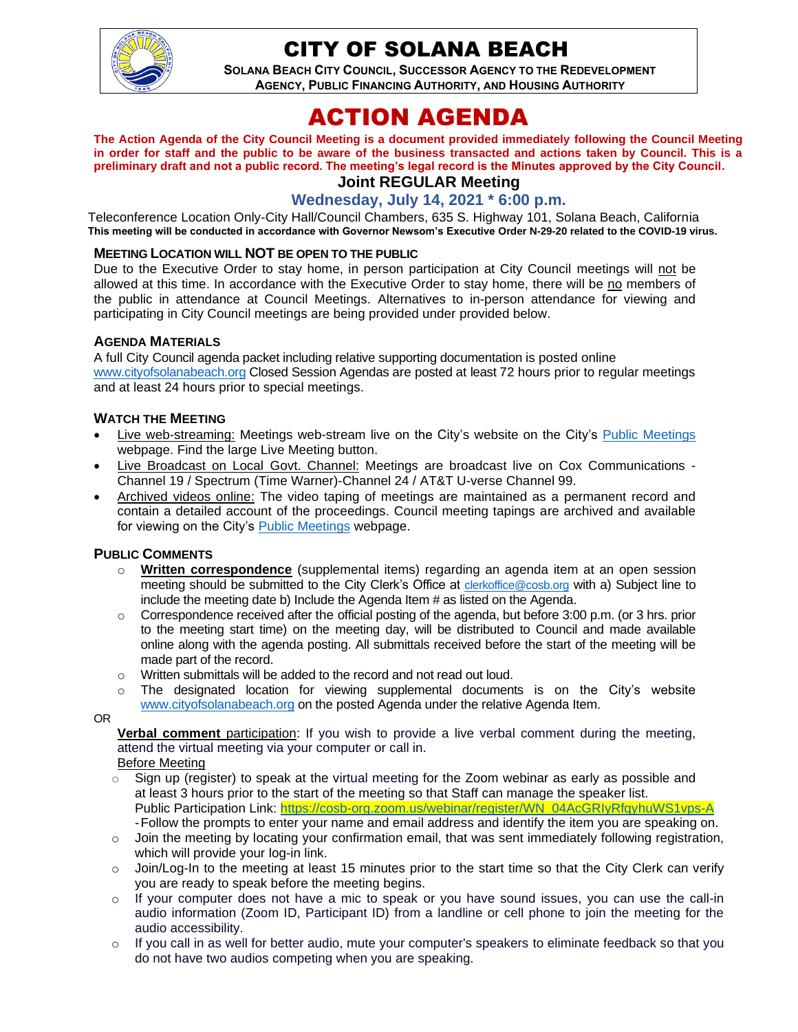# CITY OF SOLANA BEACH

**SOLANA BEACH CITY COUNCIL, SUCCESSOR AGENCY TO THE REDEVELOPMENT AGENCY, PUBLIC FINANCING AUTHORITY, AND HOUSING AUTHORITY**

# ACTION AGENDA

**The Action Agenda of the City Council Meeting is a document provided immediately following the Council Meeting in order for staff and the public to be aware of the business transacted and actions taken by Council. This is a preliminary draft and not a public record. The meeting's legal record is the Minutes approved by the City Council.**

## Joint REGULAR Meeting

## Wednesday, July 14, 2021 * 6:00 p.m.

Teleconference Location Only-City Hall/Council Chambers, 635 S. Highway 101, Solana Beach, California

**This meeting will be conducted in accordance with Governor Newsom's Executive Order N-29-20 related to the COVID-19 virus.**

### MEETING LOCATION WILL NOT BE OPEN TO THE PUBLIC

Due to the Executive Order to stay home, in person participation at City Council meetings will not be allowed at this time. In accordance with the Executive Order to stay home, there will be no members of the public in attendance at Council Meetings. Alternatives to in-person attendance for viewing and participating in City Council meetings are being provided under provided below.

### AGENDA MATERIALS

A full City Council agenda packet including relative supporting documentation is posted online www.cityofsolanabeach.org Closed Session Agendas are posted at least 72 hours prior to regular meetings and at least 24 hours prior to special meetings.

### WATCH THE MEETING

- Live web-streaming: Meetings web-stream live on the City's website on the City's Public Meetings webpage. Find the large Live Meeting button.
- Live Broadcast on Local Govt. Channel: Meetings are broadcast live on Cox Communications - Channel 19 / Spectrum (Time Warner)-Channel 24 / AT&T U-verse Channel 99.
- Archived videos online: The video taping of meetings are maintained as a permanent record and contain a detailed account of the proceedings. Council meeting tapings are archived and available for viewing on the City's Public Meetings webpage.

### PUBLIC COMMENTS

- **Written correspondence** (supplemental items) regarding an agenda item at an open session meeting should be submitted to the City Clerk's Office at clerkoffice@cosb.org with a) Subject line to include the meeting date b) Include the Agenda Item # as listed on the Agenda.
- Correspondence received after the official posting of the agenda, but before 3:00 p.m. (or 3 hrs. prior to the meeting start time) on the meeting day, will be distributed to Council and made available online along with the agenda posting. All submittals received before the start of the meeting will be made part of the record.
- Written submittals will be added to the record and not read out loud.
- The designated location for viewing supplemental documents is on the City's website www.cityofsolanabeach.org on the posted Agenda under the relative Agenda Item.

OR

**Verbal comment** participation: If you wish to provide a live verbal comment during the meeting, attend the virtual meeting via your computer or call in.

Before Meeting

- Sign up (register) to speak at the virtual meeting for the Zoom webinar as early as possible and at least 3 hours prior to the start of the meeting so that Staff can manage the speaker list. Public Participation Link: https://cosb-org.zoom.us/webinar/register/WN_04AcGRIyRfqyhuWS1vps-A -Follow the prompts to enter your name and email address and identify the item you are speaking on.
- Join the meeting by locating your confirmation email, that was sent immediately following registration, which will provide your log-in link.
- Join/Log-In to the meeting at least 15 minutes prior to the start time so that the City Clerk can verify you are ready to speak before the meeting begins.
- If your computer does not have a mic to speak or you have sound issues, you can use the call-in audio information (Zoom ID, Participant ID) from a landline or cell phone to join the meeting for the audio accessibility.
- If you call in as well for better audio, mute your computer's speakers to eliminate feedback so that you do not have two audios competing when you are speaking.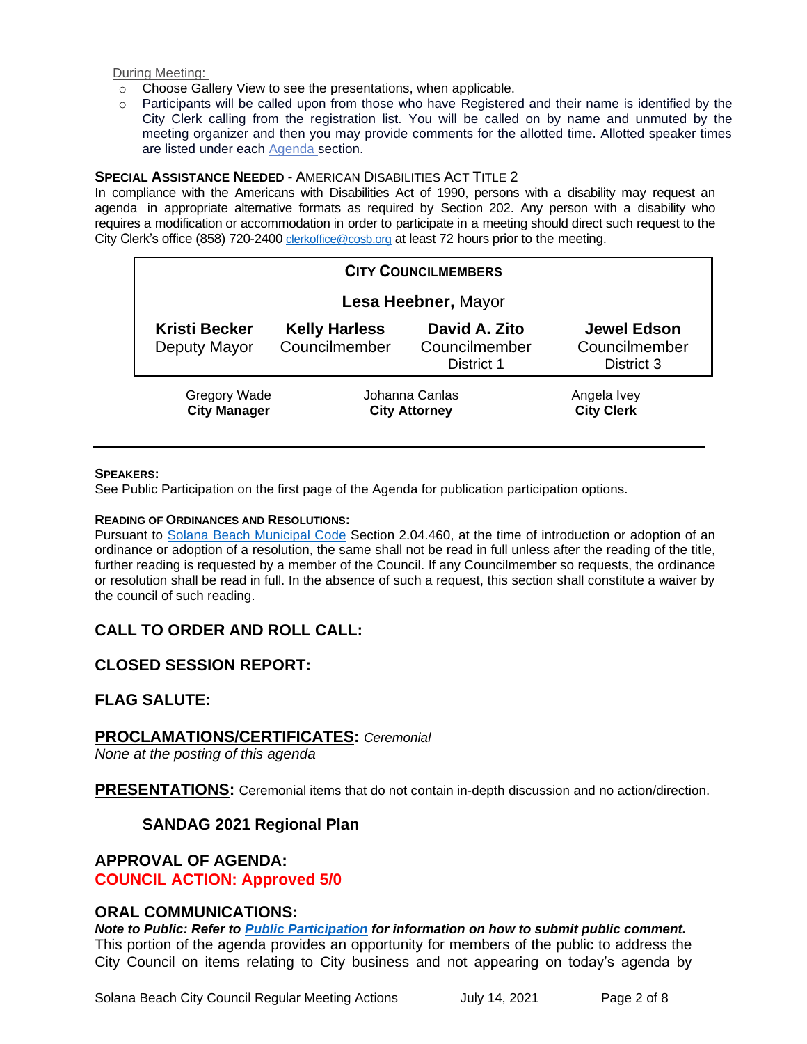During Meeting:

- Choose Gallery View to see the presentations, when applicable.
- Participants will be called upon from those who have Registered and their name is identified by the City Clerk calling from the registration list. You will be called on by name and unmuted by the meeting organizer and then you may provide comments for the allotted time. Allotted speaker times are listed under each Agenda section.

**SPECIAL ASSISTANCE NEEDED** - AMERICAN DISABILITIES ACT TITLE 2

In compliance with the Americans with Disabilities Act of 1990, persons with a disability may request an agenda in appropriate alternative formats as required by Section 202. Any person with a disability who requires a modification or accommodation in order to participate in a meeting should direct such request to the City Clerk's office (858) 720-2400 clerkoffice@cosb.org at least 72 hours prior to the meeting.

| CITY COUNCILMEMBERS | | | |
|---|---|---|---|
| **Lesa Heebner,** Mayor | | | |
| **Kristi Becker** Deputy Mayor | **Kelly Harless** Councilmember | **David A. Zito** Councilmember District 1 | **Jewel Edson** Councilmember District 3 |

| Gregory Wade | Johanna Canlas | Angela Ivey |
|---|---|---|
| **City Manager** | **City Attorney** | **City Clerk** |

**SPEAKERS:**

See Public Participation on the first page of the Agenda for publication participation options.

**READING OF ORDINANCES AND RESOLUTIONS:**

Pursuant to Solana Beach Municipal Code Section 2.04.460, at the time of introduction or adoption of an ordinance or adoption of a resolution, the same shall not be read in full unless after the reading of the title, further reading is requested by a member of the Council. If any Councilmember so requests, the ordinance or resolution shall be read in full. In the absence of such a request, this section shall constitute a waiver by the council of such reading.

## CALL TO ORDER AND ROLL CALL:

## CLOSED SESSION REPORT:

## FLAG SALUTE:

## PROCLAMATIONS/CERTIFICATES: *Ceremonial*

*None at the posting of this agenda*

## PRESENTATIONS: Ceremonial items that do not contain in-depth discussion and no action/direction.

### SANDAG 2021 Regional Plan

## APPROVAL OF AGENDA:

**COUNCIL ACTION: Approved 5/0**

## ORAL COMMUNICATIONS:

***Note to Public: Refer to Public Participation for information on how to submit public comment.***

This portion of the agenda provides an opportunity for members of the public to address the City Council on items relating to City business and not appearing on today's agenda by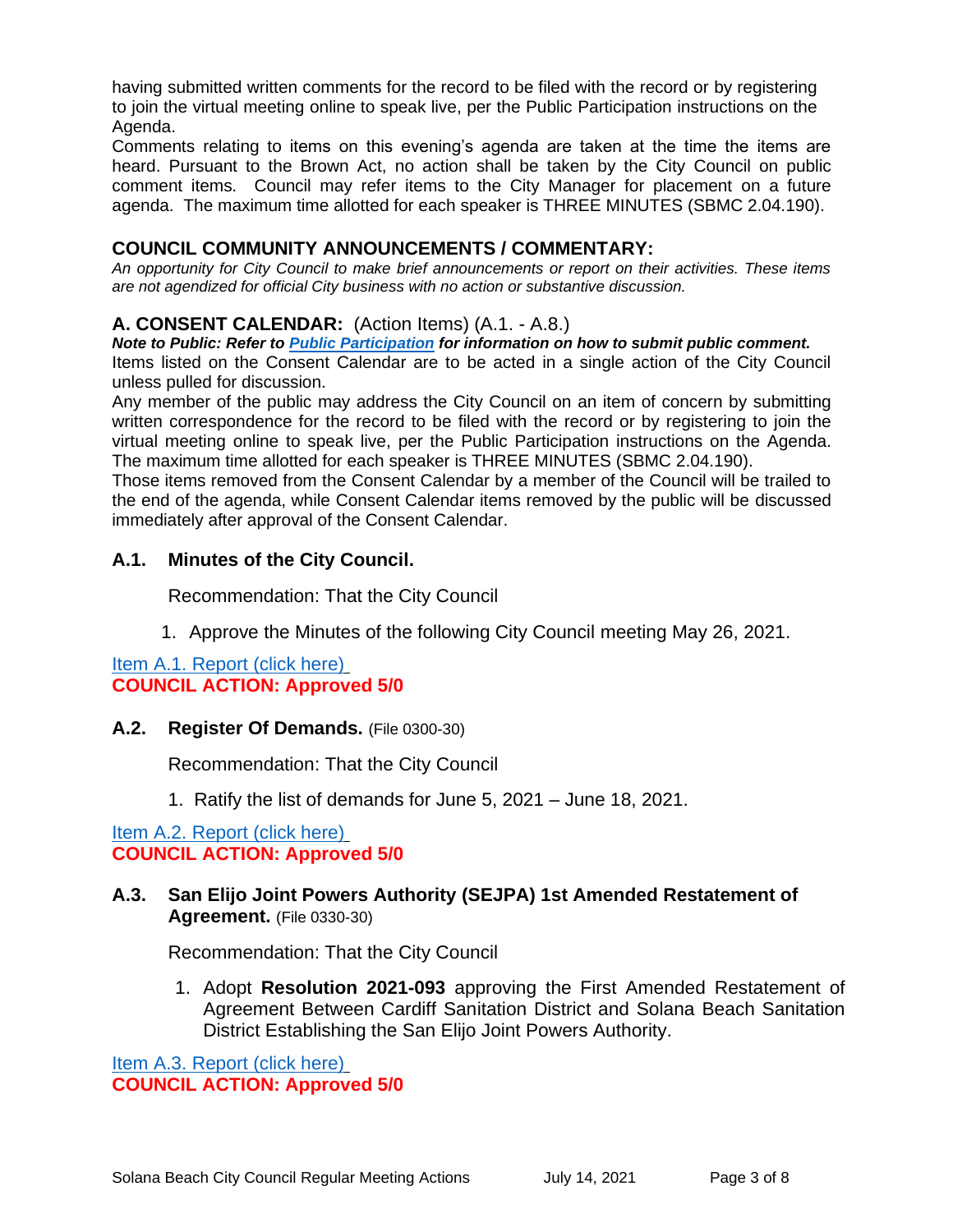having submitted written comments for the record to be filed with the record or by registering to join the virtual meeting online to speak live, per the Public Participation instructions on the Agenda.

Comments relating to items on this evening's agenda are taken at the time the items are heard. Pursuant to the Brown Act, no action shall be taken by the City Council on public comment items. Council may refer items to the City Manager for placement on a future agenda. The maximum time allotted for each speaker is THREE MINUTES (SBMC 2.04.190).

## COUNCIL COMMUNITY ANNOUNCEMENTS / COMMENTARY:

*An opportunity for City Council to make brief announcements or report on their activities. These items are not agendized for official City business with no action or substantive discussion.*

## A. CONSENT CALENDAR: (Action Items) (A.1. - A.8.)

***Note to Public: Refer to Public Participation for information on how to submit public comment.***

Items listed on the Consent Calendar are to be acted in a single action of the City Council unless pulled for discussion.

Any member of the public may address the City Council on an item of concern by submitting written correspondence for the record to be filed with the record or by registering to join the virtual meeting online to speak live, per the Public Participation instructions on the Agenda. The maximum time allotted for each speaker is THREE MINUTES (SBMC 2.04.190).

Those items removed from the Consent Calendar by a member of the Council will be trailed to the end of the agenda, while Consent Calendar items removed by the public will be discussed immediately after approval of the Consent Calendar.

### A.1. Minutes of the City Council.

Recommendation: That the City Council

1. Approve the Minutes of the following City Council meeting May 26, 2021.

Item A.1. Report (click here)

**COUNCIL ACTION: Approved 5/0**

### A.2. Register Of Demands. (File 0300-30)

Recommendation: That the City Council

1. Ratify the list of demands for June 5, 2021 – June 18, 2021.

Item A.2. Report (click here)

**COUNCIL ACTION: Approved 5/0**

### A.3. San Elijo Joint Powers Authority (SEJPA) 1st Amended Restatement of Agreement. (File 0330-30)

Recommendation: That the City Council

1. Adopt **Resolution 2021-093** approving the First Amended Restatement of Agreement Between Cardiff Sanitation District and Solana Beach Sanitation District Establishing the San Elijo Joint Powers Authority.

Item A.3. Report (click here)

**COUNCIL ACTION: Approved 5/0**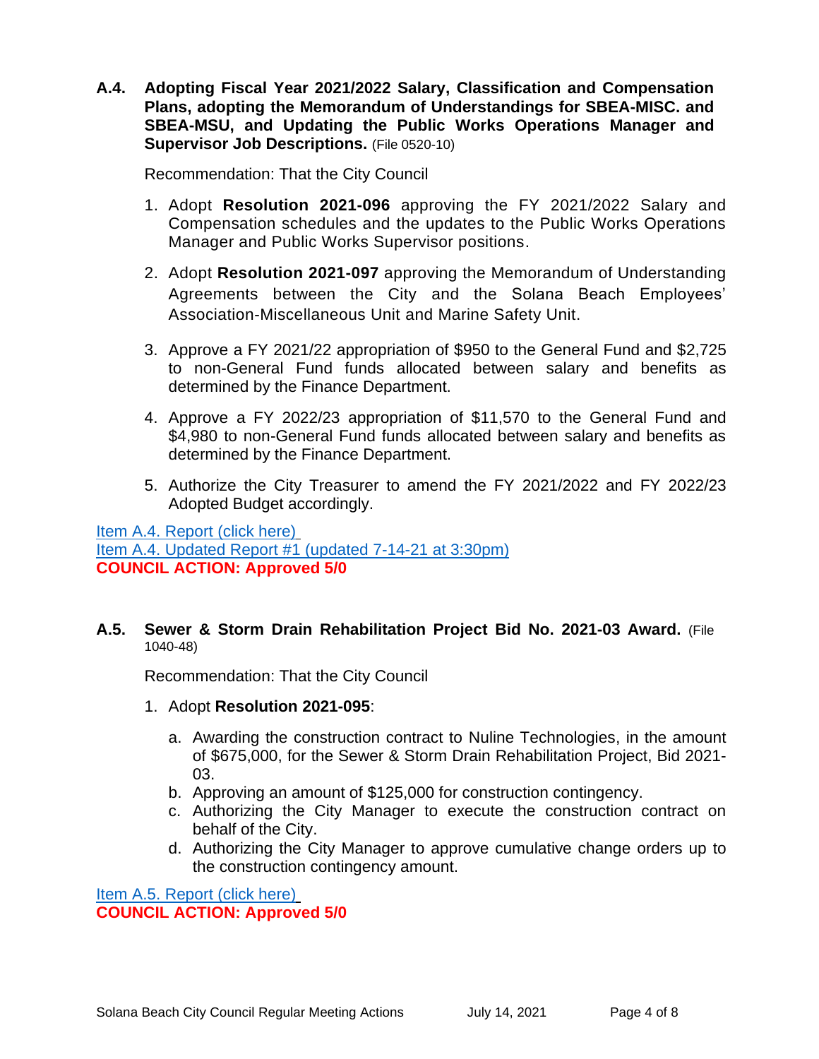**A.4. Adopting Fiscal Year 2021/2022 Salary, Classification and Compensation Plans, adopting the Memorandum of Understandings for SBEA-MISC. and SBEA-MSU, and Updating the Public Works Operations Manager and Supervisor Job Descriptions.** (File 0520-10)

Recommendation: That the City Council

1. Adopt **Resolution 2021-096** approving the FY 2021/2022 Salary and Compensation schedules and the updates to the Public Works Operations Manager and Public Works Supervisor positions.
2. Adopt **Resolution 2021-097** approving the Memorandum of Understanding Agreements between the City and the Solana Beach Employees' Association-Miscellaneous Unit and Marine Safety Unit.
3. Approve a FY 2021/22 appropriation of $950 to the General Fund and $2,725 to non-General Fund funds allocated between salary and benefits as determined by the Finance Department.
4. Approve a FY 2022/23 appropriation of $11,570 to the General Fund and $4,980 to non-General Fund funds allocated between salary and benefits as determined by the Finance Department.
5. Authorize the City Treasurer to amend the FY 2021/2022 and FY 2022/23 Adopted Budget accordingly.

Item A.4. Report (click here)
Item A.4. Updated Report #1 (updated 7-14-21 at 3:30pm)
**COUNCIL ACTION: Approved 5/0**

**A.5. Sewer & Storm Drain Rehabilitation Project Bid No. 2021-03 Award.** (File 1040-48)

Recommendation: That the City Council

1. Adopt **Resolution 2021-095**:
   a. Awarding the construction contract to Nuline Technologies, in the amount of $675,000, for the Sewer & Storm Drain Rehabilitation Project, Bid 2021-03.
   b. Approving an amount of $125,000 for construction contingency.
   c. Authorizing the City Manager to execute the construction contract on behalf of the City.
   d. Authorizing the City Manager to approve cumulative change orders up to the construction contingency amount.

Item A.5. Report (click here)
**COUNCIL ACTION: Approved 5/0**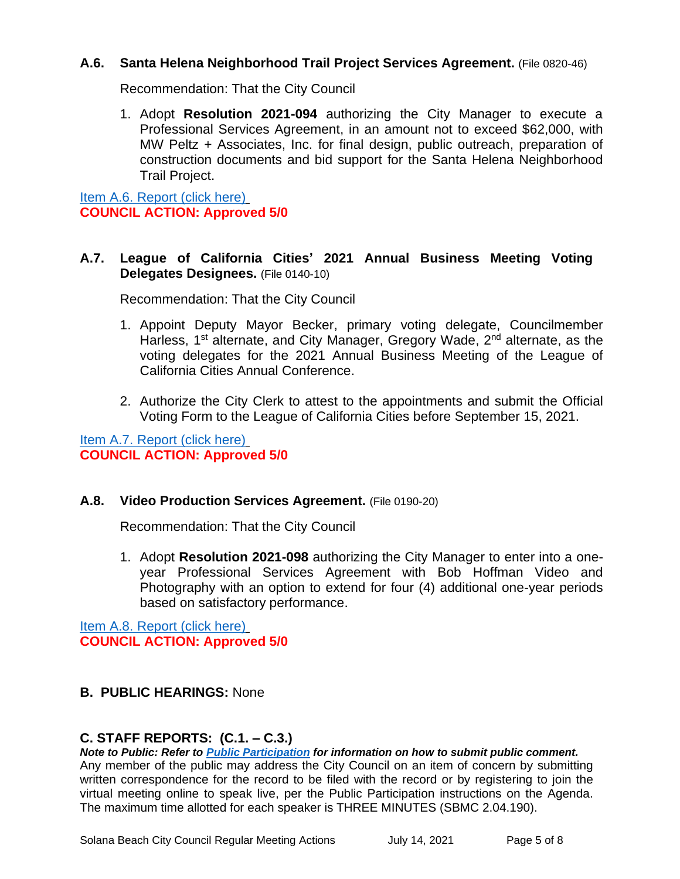### A.6. Santa Helena Neighborhood Trail Project Services Agreement. (File 0820-46)

Recommendation: That the City Council

1. Adopt **Resolution 2021-094** authorizing the City Manager to execute a Professional Services Agreement, in an amount not to exceed $62,000, with MW Peltz + Associates, Inc. for final design, public outreach, preparation of construction documents and bid support for the Santa Helena Neighborhood Trail Project.

[Item A.6. Report (click here)]
**COUNCIL ACTION: Approved 5/0**

### A.7. League of California Cities' 2021 Annual Business Meeting Voting Delegates Designees. (File 0140-10)

Recommendation: That the City Council

1. Appoint Deputy Mayor Becker, primary voting delegate, Councilmember Harless, 1st alternate, and City Manager, Gregory Wade, 2nd alternate, as the voting delegates for the 2021 Annual Business Meeting of the League of California Cities Annual Conference.

2. Authorize the City Clerk to attest to the appointments and submit the Official Voting Form to the League of California Cities before September 15, 2021.

[Item A.7. Report (click here)]
**COUNCIL ACTION: Approved 5/0**

### A.8. Video Production Services Agreement. (File 0190-20)

Recommendation: That the City Council

1. Adopt **Resolution 2021-098** authorizing the City Manager to enter into a one-year Professional Services Agreement with Bob Hoffman Video and Photography with an option to extend for four (4) additional one-year periods based on satisfactory performance.

[Item A.8. Report (click here)]
**COUNCIL ACTION: Approved 5/0**

## B. PUBLIC HEARINGS: None

## C. STAFF REPORTS: (C.1. – C.3.)

***Note to Public: Refer to Public Participation for information on how to submit public comment.***
Any member of the public may address the City Council on an item of concern by submitting written correspondence for the record to be filed with the record or by registering to join the virtual meeting online to speak live, per the Public Participation instructions on the Agenda. The maximum time allotted for each speaker is THREE MINUTES (SBMC 2.04.190).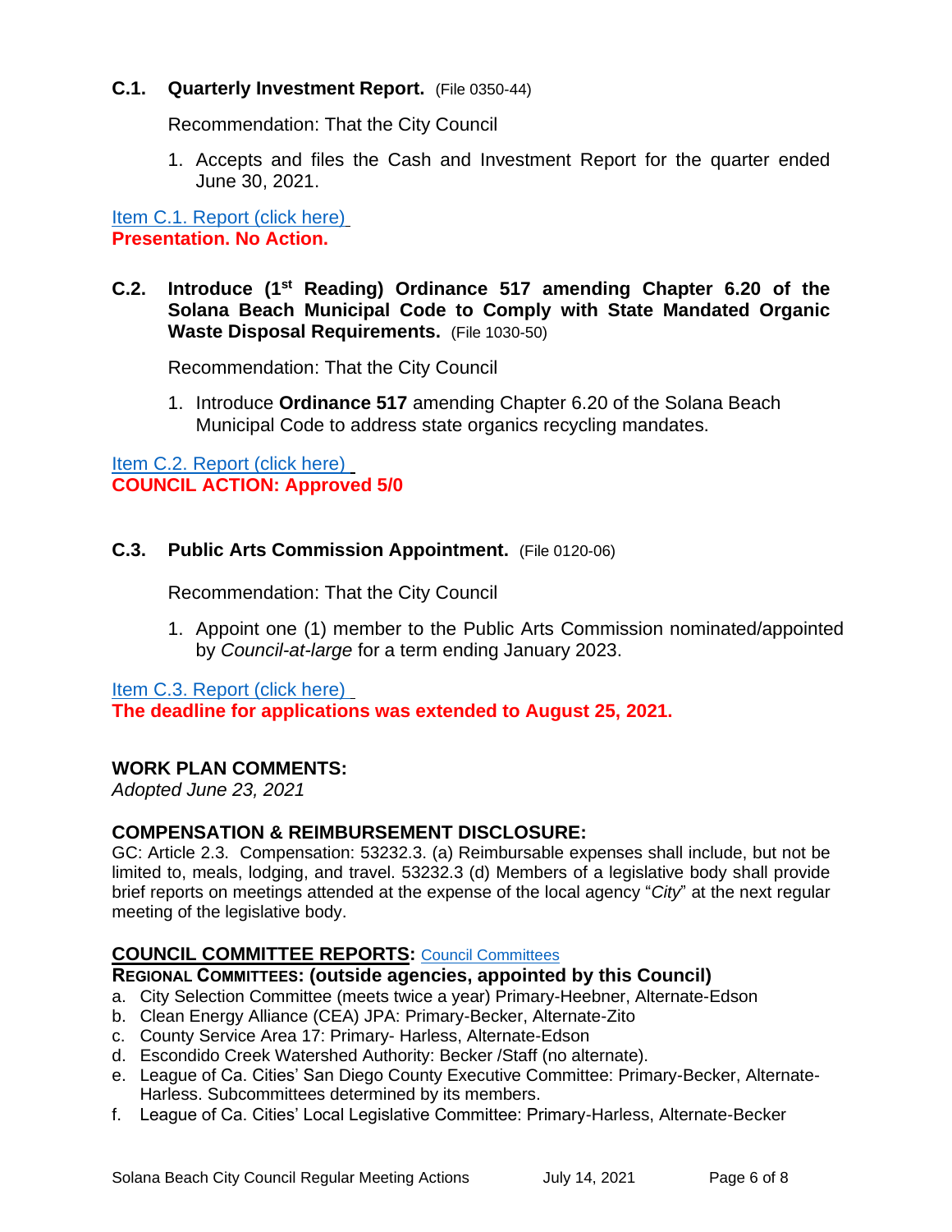**C.1. Quarterly Investment Report.** (File 0350-44)

Recommendation: That the City Council

1. Accepts and files the Cash and Investment Report for the quarter ended June 30, 2021.

Item C.1. Report (click here)
**Presentation. No Action.**

**C.2. Introduce (1st Reading) Ordinance 517 amending Chapter 6.20 of the Solana Beach Municipal Code to Comply with State Mandated Organic Waste Disposal Requirements.** (File 1030-50)

Recommendation: That the City Council

1. Introduce **Ordinance 517** amending Chapter 6.20 of the Solana Beach Municipal Code to address state organics recycling mandates.

Item C.2. Report (click here)
**COUNCIL ACTION: Approved 5/0**

**C.3. Public Arts Commission Appointment.** (File 0120-06)

Recommendation: That the City Council

1. Appoint one (1) member to the Public Arts Commission nominated/appointed by *Council-at-large* for a term ending January 2023.

Item C.3. Report (click here)
**The deadline for applications was extended to August 25, 2021.**

## WORK PLAN COMMENTS:

*Adopted June 23, 2021*

## COMPENSATION & REIMBURSEMENT DISCLOSURE:

GC: Article 2.3. Compensation: 53232.3. (a) Reimbursable expenses shall include, but not be limited to, meals, lodging, and travel. 53232.3 (d) Members of a legislative body shall provide brief reports on meetings attended at the expense of the local agency "*City*" at the next regular meeting of the legislative body.

## COUNCIL COMMITTEE REPORTS: Council Committees

**REGIONAL COMMITTEES: (outside agencies, appointed by this Council)**

a. City Selection Committee (meets twice a year) Primary-Heebner, Alternate-Edson
b. Clean Energy Alliance (CEA) JPA: Primary-Becker, Alternate-Zito
c. County Service Area 17: Primary- Harless, Alternate-Edson
d. Escondido Creek Watershed Authority: Becker /Staff (no alternate).
e. League of Ca. Cities' San Diego County Executive Committee: Primary-Becker, Alternate-Harless. Subcommittees determined by its members.
f. League of Ca. Cities' Local Legislative Committee: Primary-Harless, Alternate-Becker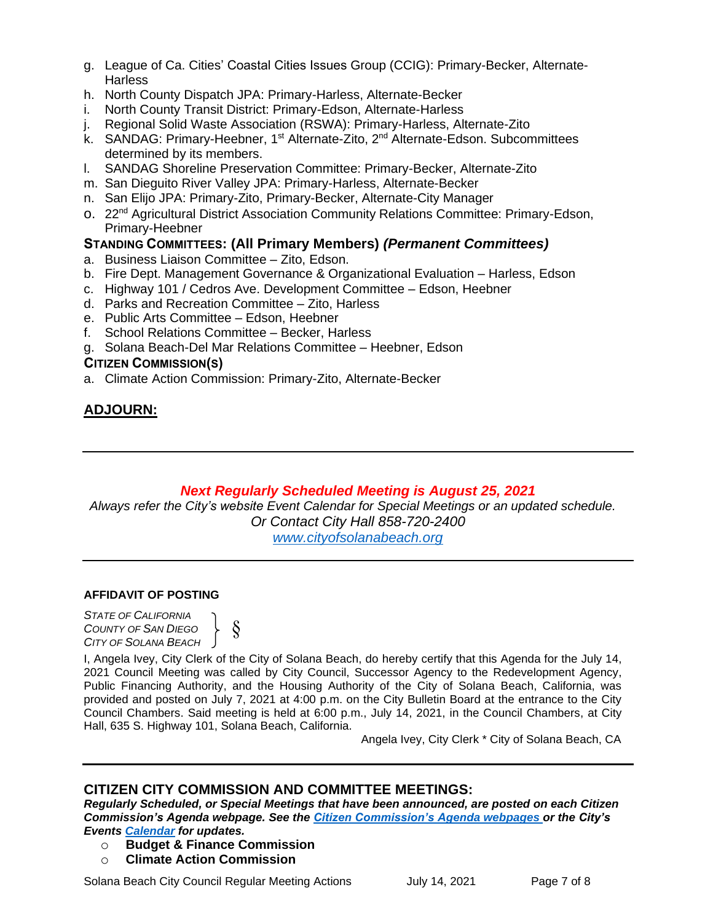g. League of Ca. Cities' Coastal Cities Issues Group (CCIG): Primary-Becker, Alternate-Harless
h. North County Dispatch JPA: Primary-Harless, Alternate-Becker
i. North County Transit District: Primary-Edson, Alternate-Harless
j. Regional Solid Waste Association (RSWA): Primary-Harless, Alternate-Zito
k. SANDAG: Primary-Heebner, 1st Alternate-Zito, 2nd Alternate-Edson. Subcommittees determined by its members.
l. SANDAG Shoreline Preservation Committee: Primary-Becker, Alternate-Zito
m. San Dieguito River Valley JPA: Primary-Harless, Alternate-Becker
n. San Elijo JPA: Primary-Zito, Primary-Becker, Alternate-City Manager
o. 22nd Agricultural District Association Community Relations Committee: Primary-Edson, Primary-Heebner

**STANDING COMMITTEES: (All Primary Members) *(Permanent Committees)***

a. Business Liaison Committee – Zito, Edson.
b. Fire Dept. Management Governance & Organizational Evaluation – Harless, Edson
c. Highway 101 / Cedros Ave. Development Committee – Edson, Heebner
d. Parks and Recreation Committee – Zito, Harless
e. Public Arts Committee – Edson, Heebner
f. School Relations Committee – Becker, Harless
g. Solana Beach-Del Mar Relations Committee – Heebner, Edson

**CITIZEN COMMISSION(S)**

a. Climate Action Commission: Primary-Zito, Alternate-Becker

## ADJOURN:

---

***Next Regularly Scheduled Meeting is August 25, 2021***

*Always refer the City's website Event Calendar for Special Meetings or an updated schedule.*
*Or Contact City Hall 858-720-2400*
*www.cityofsolanabeach.org*

---

**AFFIDAVIT OF POSTING**

*STATE OF CALIFORNIA*
*COUNTY OF SAN DIEGO* } §
*CITY OF SOLANA BEACH*

I, Angela Ivey, City Clerk of the City of Solana Beach, do hereby certify that this Agenda for the July 14, 2021 Council Meeting was called by City Council, Successor Agency to the Redevelopment Agency, Public Financing Authority, and the Housing Authority of the City of Solana Beach, California, was provided and posted on July 7, 2021 at 4:00 p.m. on the City Bulletin Board at the entrance to the City Council Chambers. Said meeting is held at 6:00 p.m., July 14, 2021, in the Council Chambers, at City Hall, 635 S. Highway 101, Solana Beach, California.

Angela Ivey, City Clerk * City of Solana Beach, CA

---

## CITIZEN CITY COMMISSION AND COMMITTEE MEETINGS:

***Regularly Scheduled, or Special Meetings that have been announced, are posted on each Citizen Commission's Agenda webpage. See the Citizen Commission's Agenda webpages or the City's Events Calendar for updates.***

- **Budget & Finance Commission**
- **Climate Action Commission**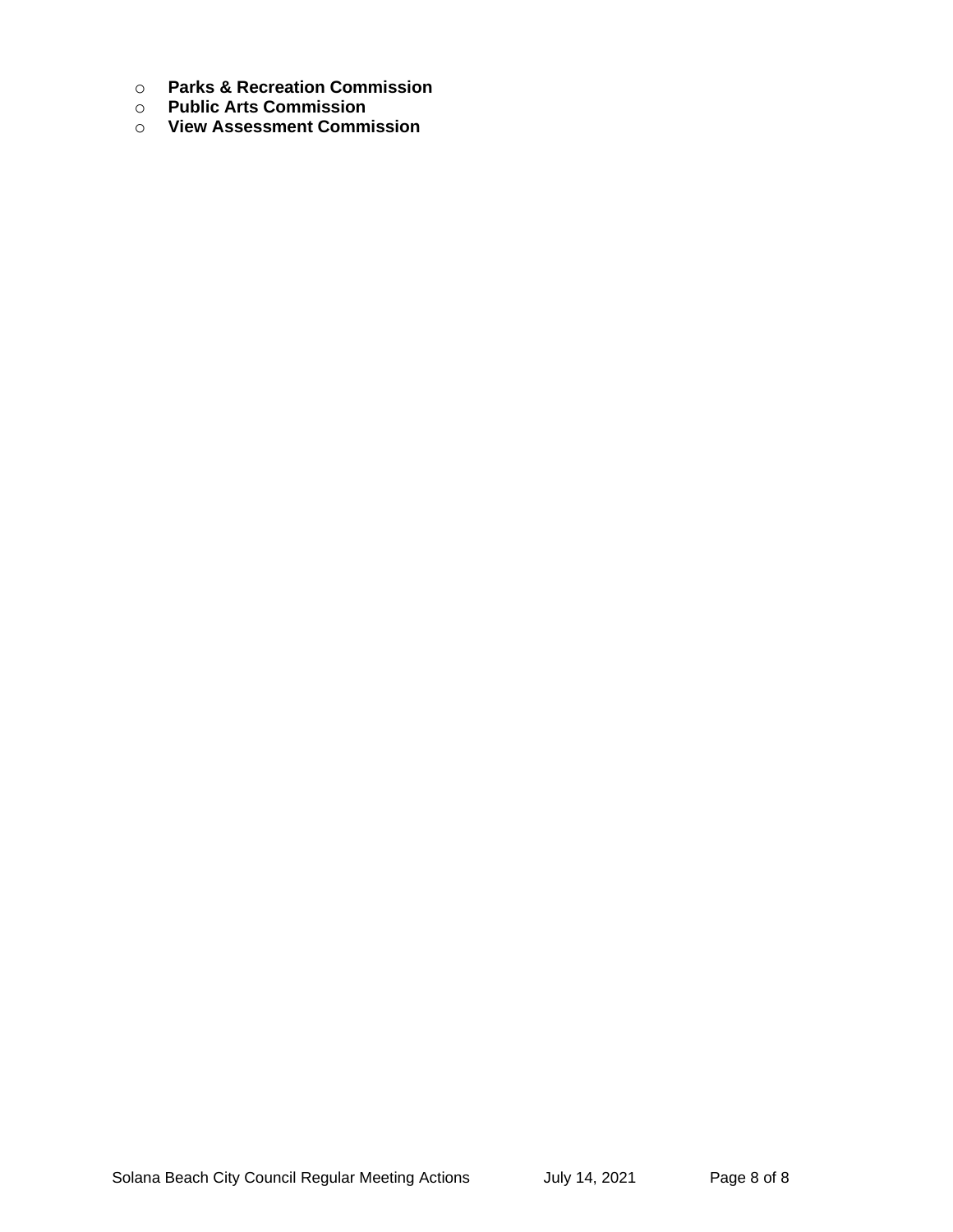- **Parks & Recreation Commission**
- **Public Arts Commission**
- **View Assessment Commission**